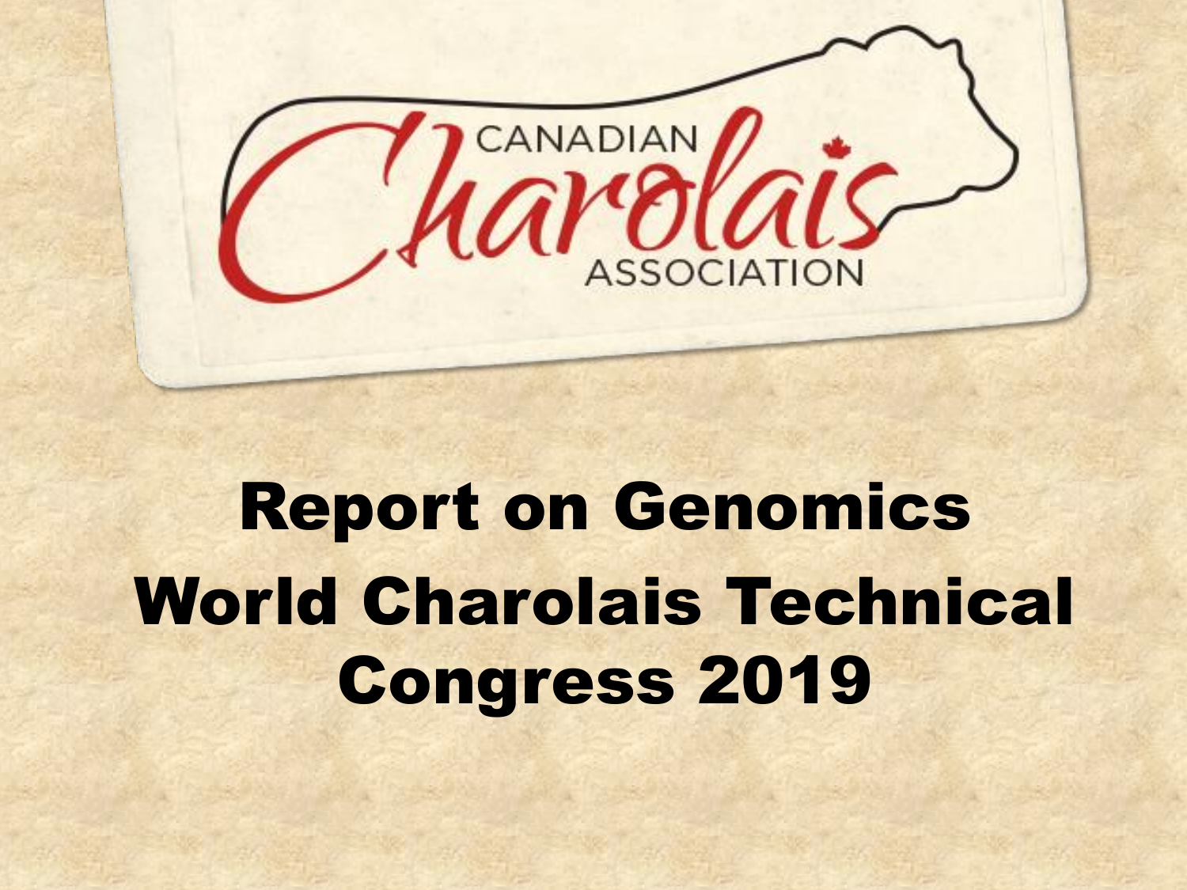CANADIAN Charolais ASSOCIATION

# Report on Genomics World Charolais Technical Congress 2019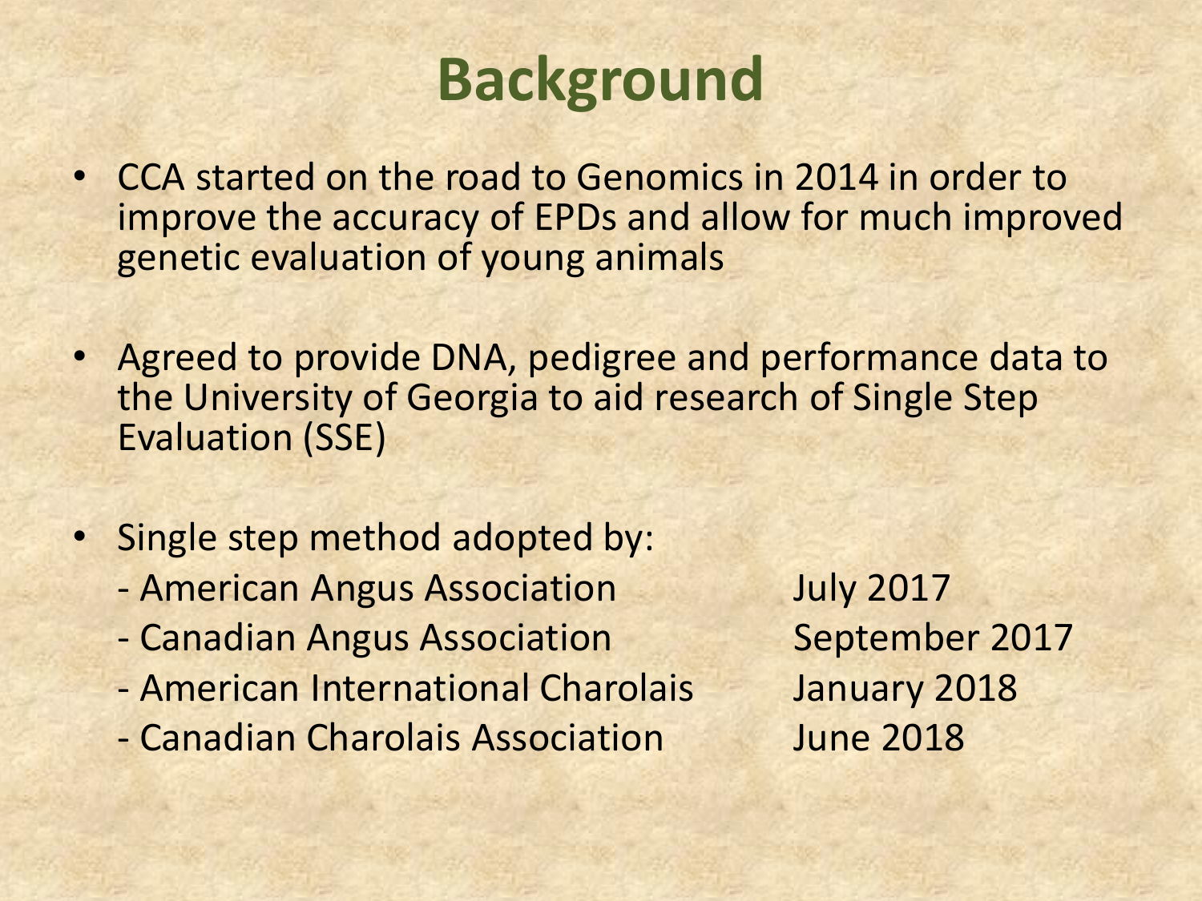# Background

- CCA started on the road to Genomics in 2014 in order to improve the accuracy of EPDs and allow for much improved genetic evaluation of young animals

- Agreed to provide DNA, pedigree and performance data to the University of Georgia to aid research of Single Step Evaluation (SSE)

- Single step method adopted by:

| | |
|---|---|
| - American Angus Association | July 2017 |
| - Canadian Angus Association | September 2017 |
| - American International Charolais | January 2018 |
| - Canadian Charolais Association | June 2018 |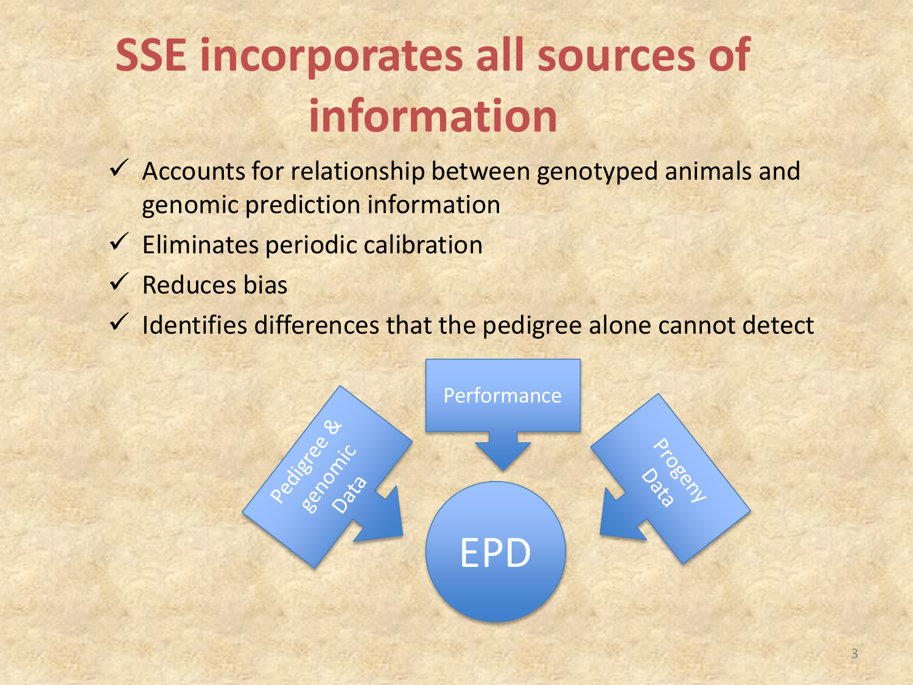# SSE incorporates all sources of information

- ✓ Accounts for relationship between genotyped animals and genomic prediction information
- ✓ Eliminates periodic calibration
- ✓ Reduces bias
- ✓ Identifies differences that the pedigree alone cannot detect

Pedigree & genomic Data

Performance

Progeny Data

EPD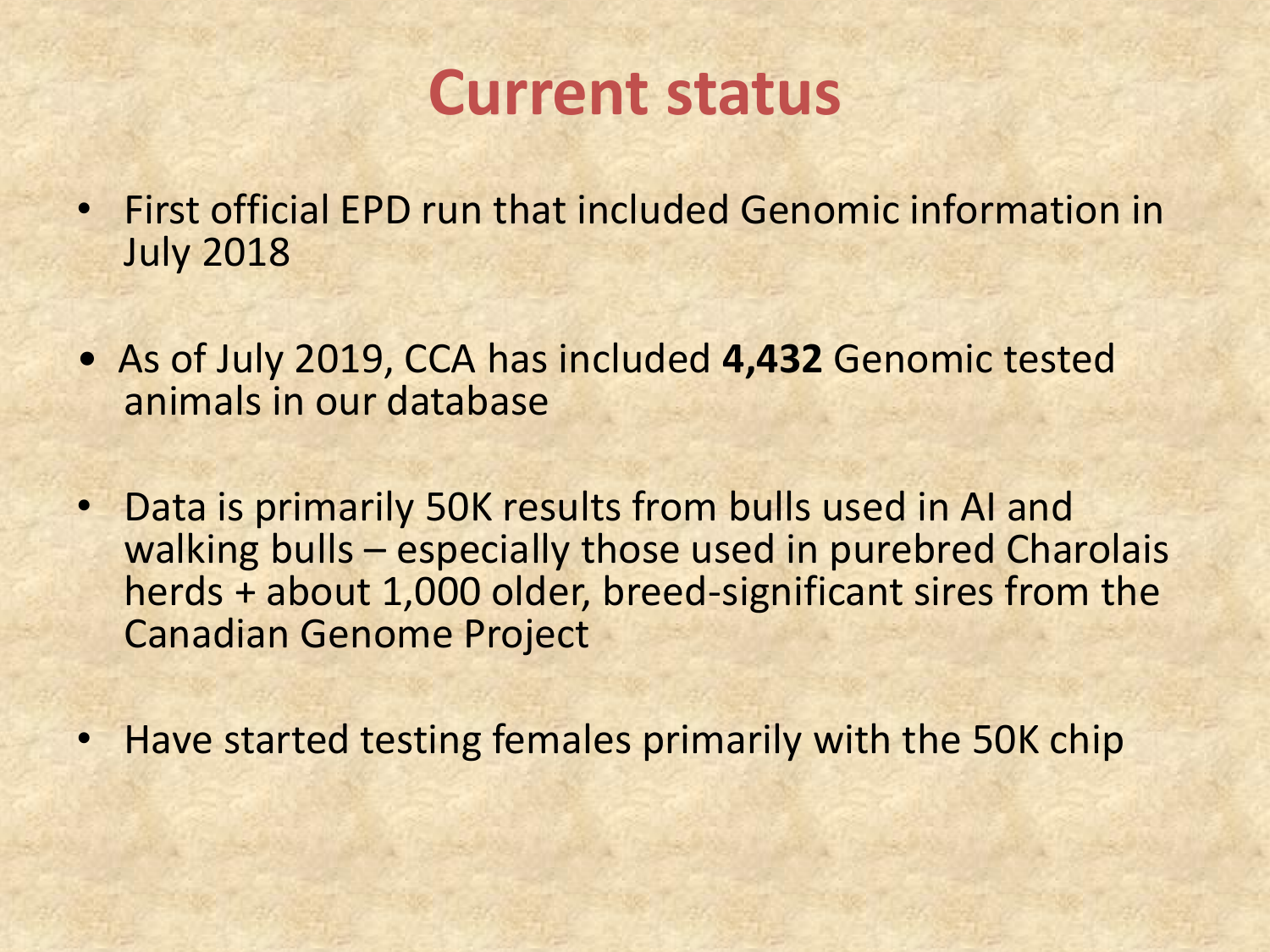# Current status

- First official EPD run that included Genomic information in July 2018
- As of July 2019, CCA has included **4,432** Genomic tested animals in our database
- Data is primarily 50K results from bulls used in AI and walking bulls – especially those used in purebred Charolais herds + about 1,000 older, breed-significant sires from the Canadian Genome Project
- Have started testing females primarily with the 50K chip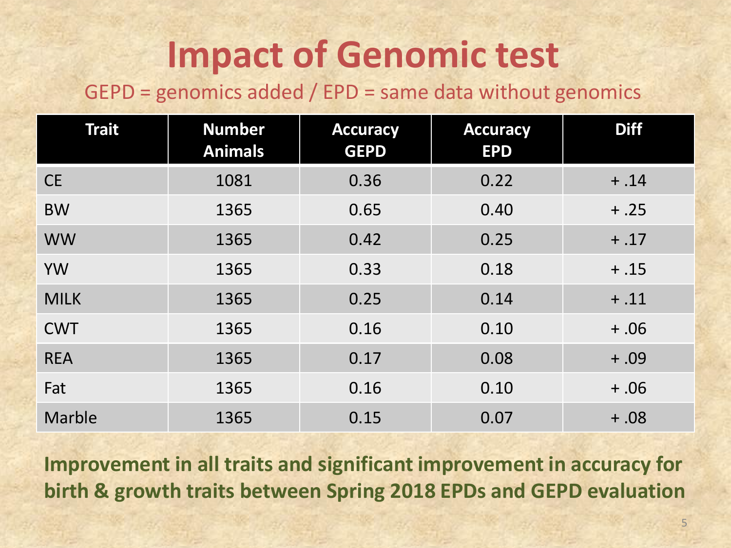# Impact of Genomic test

GEPD = genomics added / EPD = same data without genomics

| Trait | Number Animals | Accuracy GEPD | Accuracy EPD | Diff |
|---|---|---|---|---|
| CE | 1081 | 0.36 | 0.22 | + .14 |
| BW | 1365 | 0.65 | 0.40 | + .25 |
| WW | 1365 | 0.42 | 0.25 | + .17 |
| YW | 1365 | 0.33 | 0.18 | + .15 |
| MILK | 1365 | 0.25 | 0.14 | + .11 |
| CWT | 1365 | 0.16 | 0.10 | + .06 |
| REA | 1365 | 0.17 | 0.08 | + .09 |
| Fat | 1365 | 0.16 | 0.10 | + .06 |
| Marble | 1365 | 0.15 | 0.07 | + .08 |

**Improvement in all traits and significant improvement in accuracy for birth & growth traits between Spring 2018 EPDs and GEPD evaluation**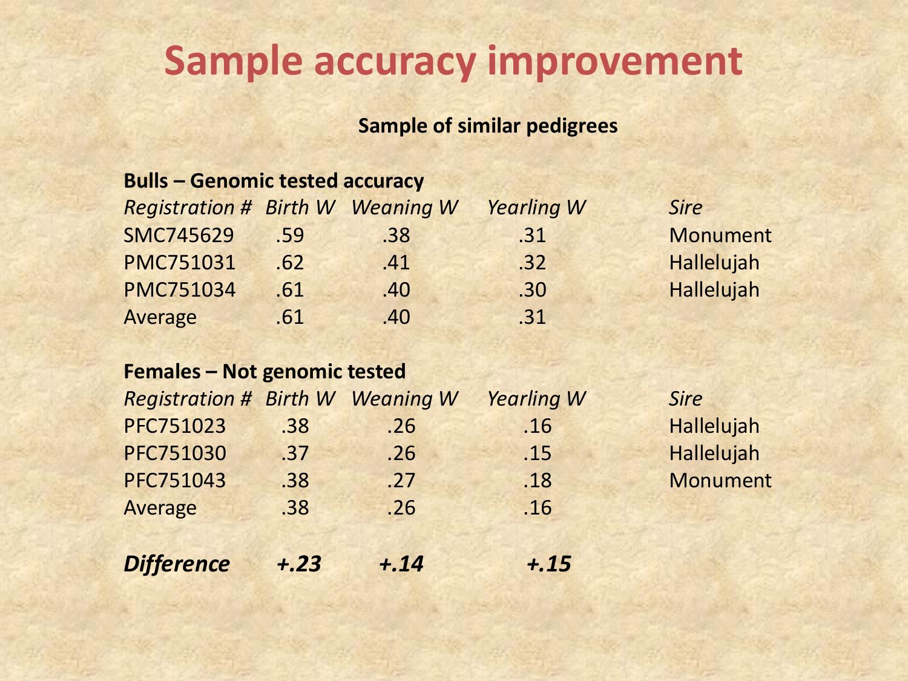# Sample accuracy improvement

**Sample of similar pedigrees**

**Bulls – Genomic tested accuracy**

| *Registration #* | *Birth W* | *Weaning W* | *Yearling W* | *Sire* |
|---|---|---|---|---|
| SMC745629 | .59 | .38 | .31 | Monument |
| PMC751031 | .62 | .41 | .32 | Hallelujah |
| PMC751034 | .61 | .40 | .30 | Hallelujah |
| Average | .61 | .40 | .31 | |

**Females – Not genomic tested**

| *Registration #* | *Birth W* | *Weaning W* | *Yearling W* | *Sire* |
|---|---|---|---|---|
| PFC751023 | .38 | .26 | .16 | Hallelujah |
| PFC751030 | .37 | .26 | .15 | Hallelujah |
| PFC751043 | .38 | .27 | .18 | Monument |
| Average | .38 | .26 | .16 | |
| ***Difference*** | ***+.23*** | ***+.14*** | ***+.15*** | |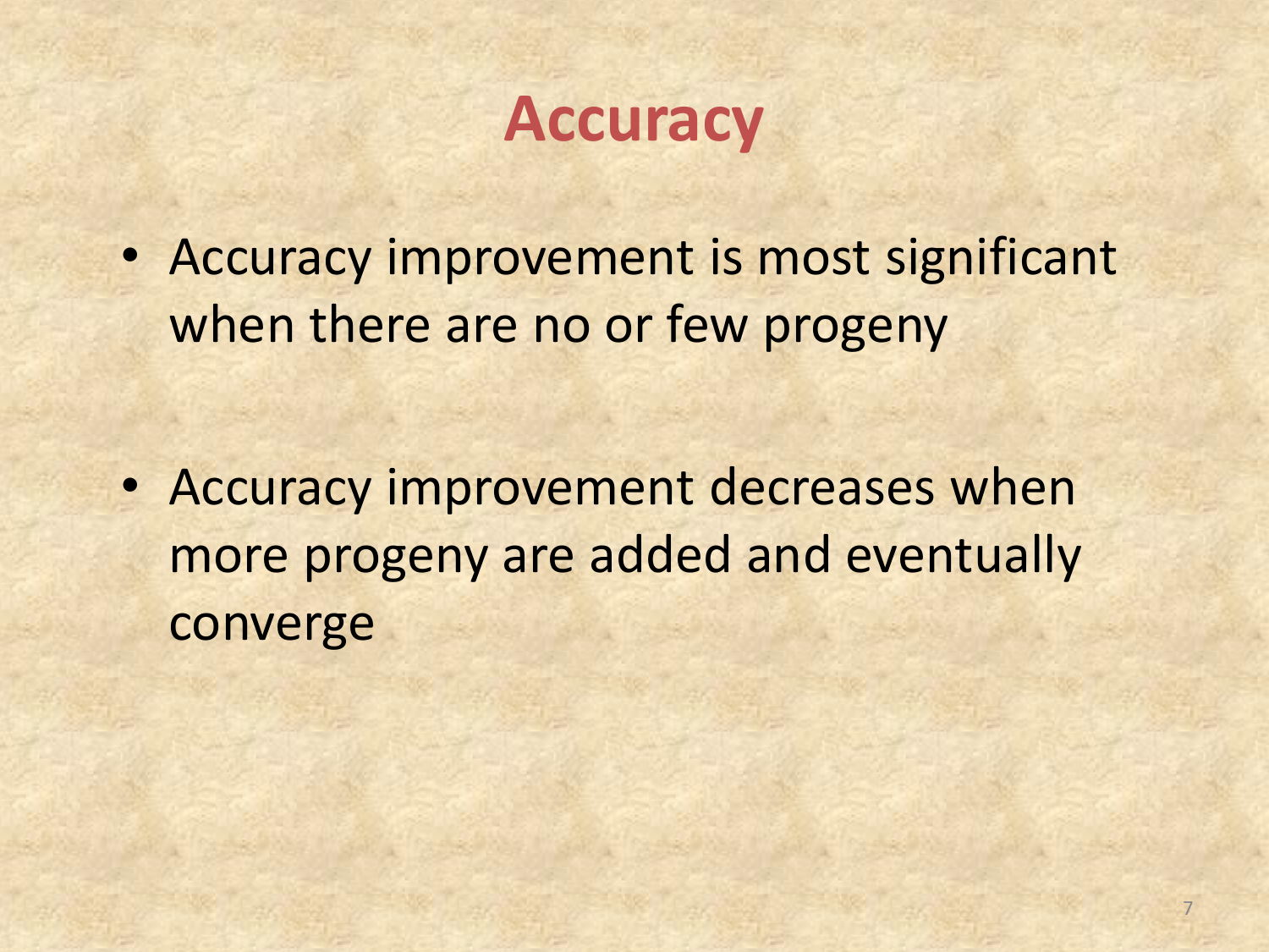# Accuracy

- Accuracy improvement is most significant when there are no or few progeny
- Accuracy improvement decreases when more progeny are added and eventually converge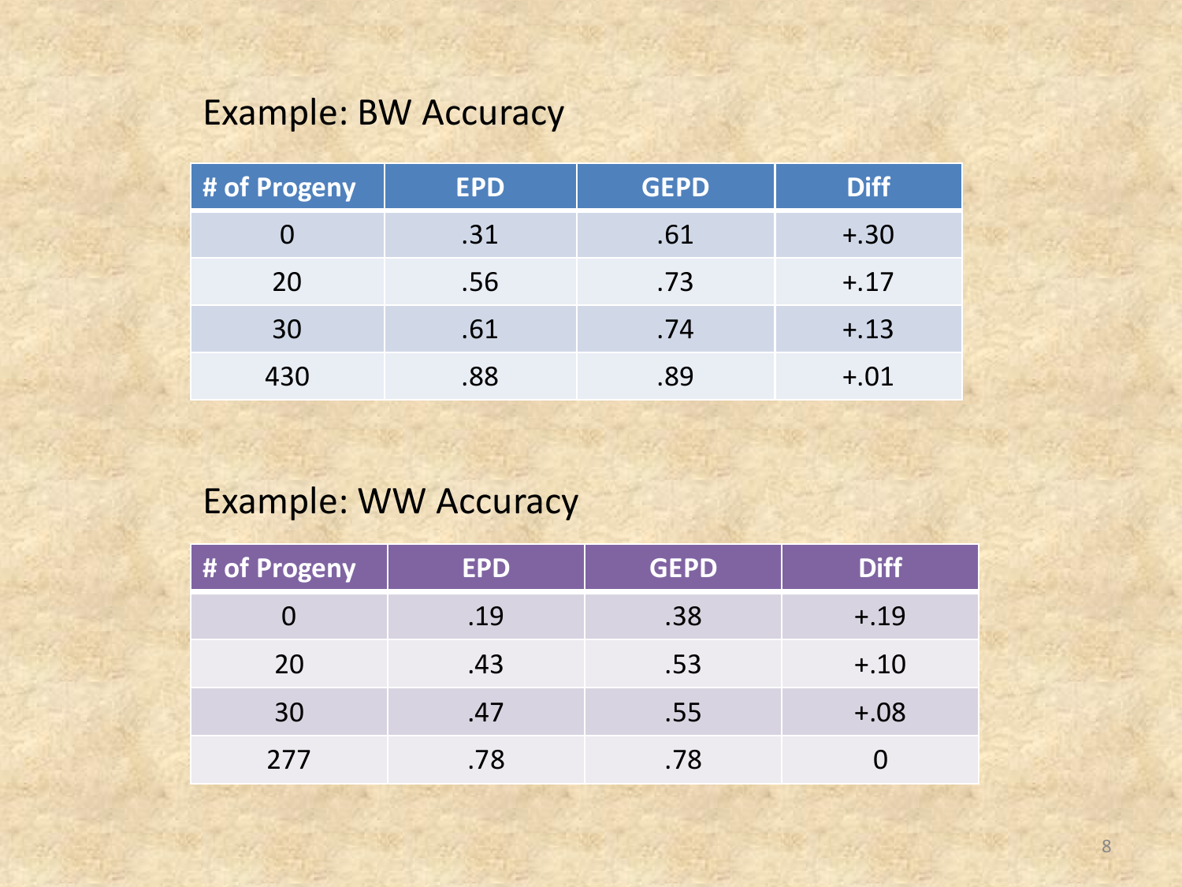## Example: BW Accuracy

| # of Progeny | EPD | GEPD | Diff |
|---|---|---|---|
| 0 | .31 | .61 | +.30 |
| 20 | .56 | .73 | +.17 |
| 30 | .61 | .74 | +.13 |
| 430 | .88 | .89 | +.01 |

## Example: WW Accuracy

| # of Progeny | EPD | GEPD | Diff |
|---|---|---|---|
| 0 | .19 | .38 | +.19 |
| 20 | .43 | .53 | +.10 |
| 30 | .47 | .55 | +.08 |
| 277 | .78 | .78 | 0 |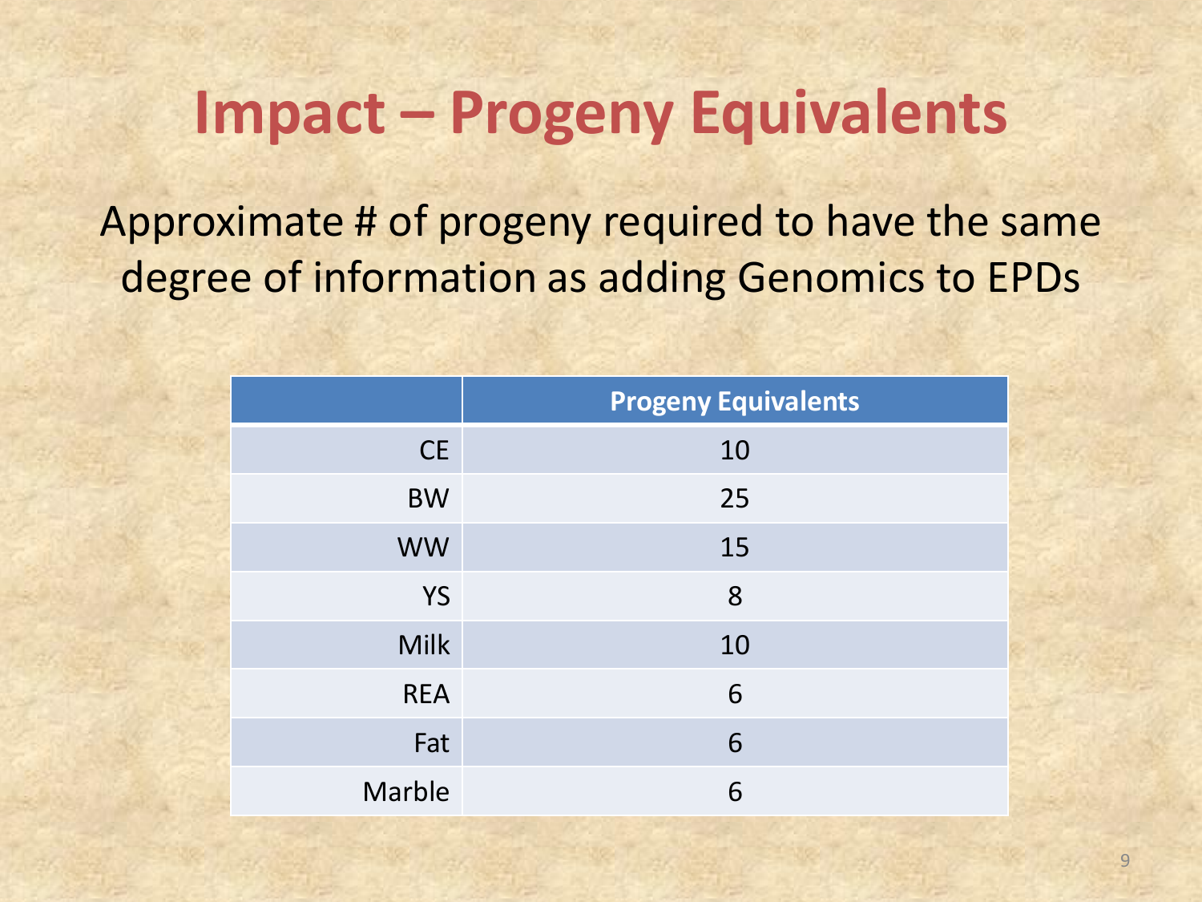# Impact – Progeny Equivalents

Approximate # of progeny required to have the same degree of information as adding Genomics to EPDs

| | Progeny Equivalents |
|---:|:---:|
| CE | 10 |
| BW | 25 |
| WW | 15 |
| YS | 8 |
| Milk | 10 |
| REA | 6 |
| Fat | 6 |
| Marble | 6 |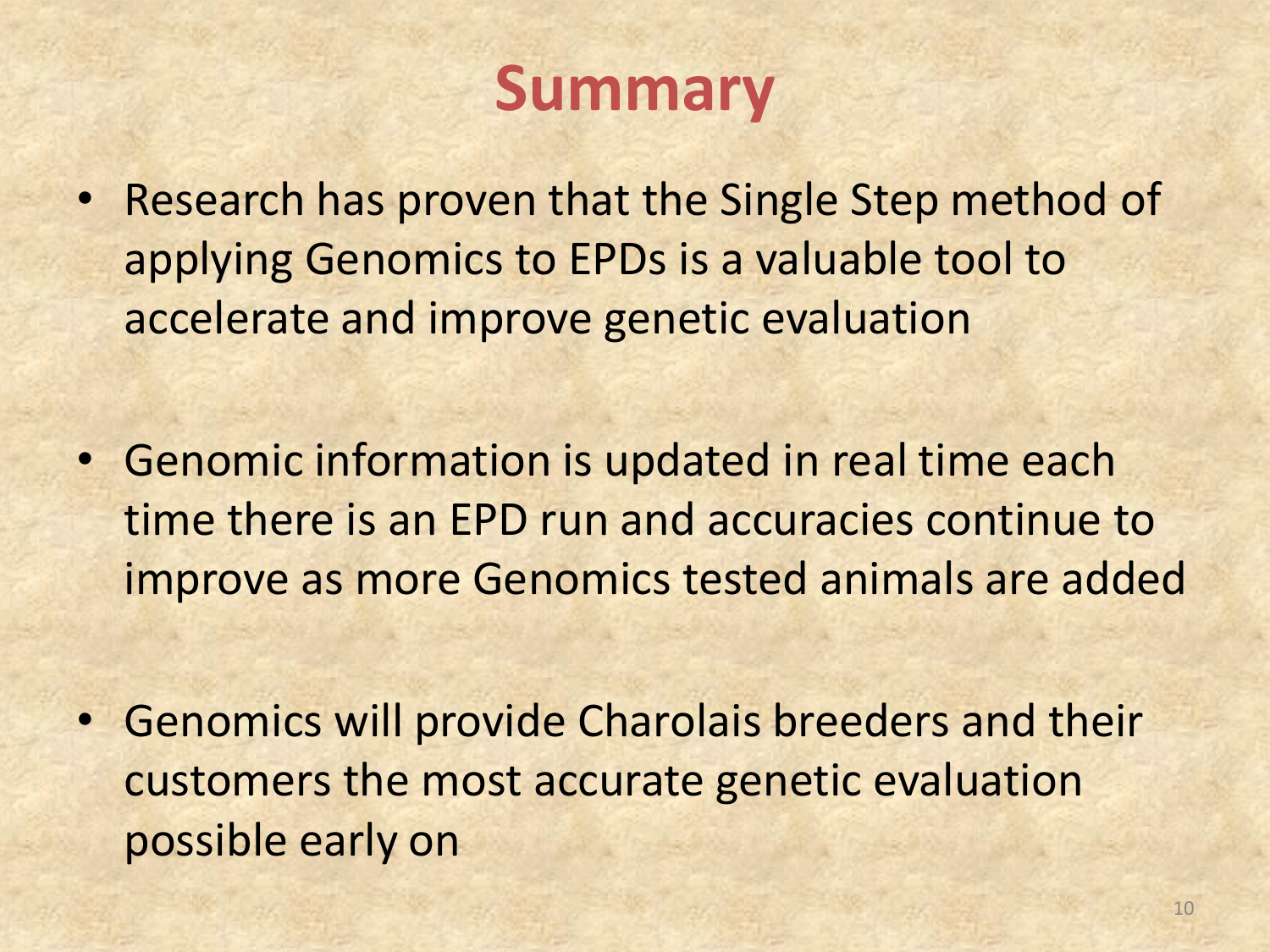# Summary

- Research has proven that the Single Step method of applying Genomics to EPDs is a valuable tool to accelerate and improve genetic evaluation

- Genomic information is updated in real time each time there is an EPD run and accuracies continue to improve as more Genomics tested animals are added

- Genomics will provide Charolais breeders and their customers the most accurate genetic evaluation possible early on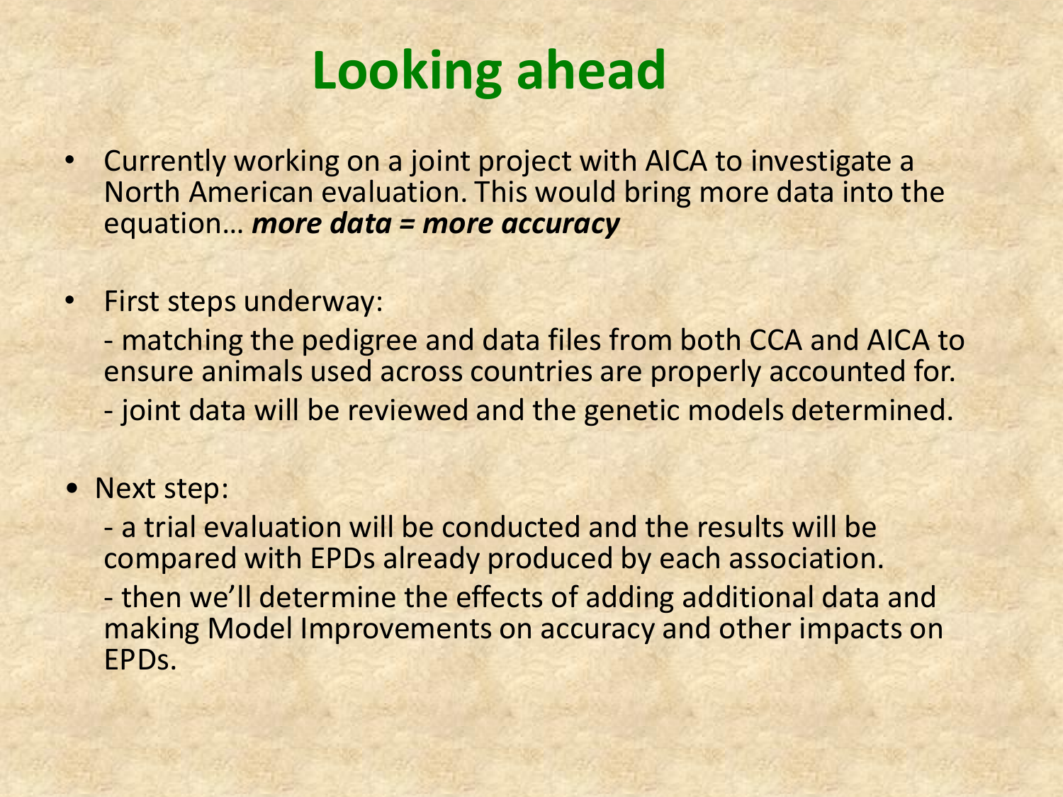# Looking ahead

- Currently working on a joint project with AICA to investigate a North American evaluation. This would bring more data into the equation… ***more data = more accuracy***

- First steps underway:

  - matching the pedigree and data files from both CCA and AICA to ensure animals used across countries are properly accounted for.
  - joint data will be reviewed and the genetic models determined.

- Next step:

  - a trial evaluation will be conducted and the results will be compared with EPDs already produced by each association.
  - then we'll determine the effects of adding additional data and making Model Improvements on accuracy and other impacts on EPDs.